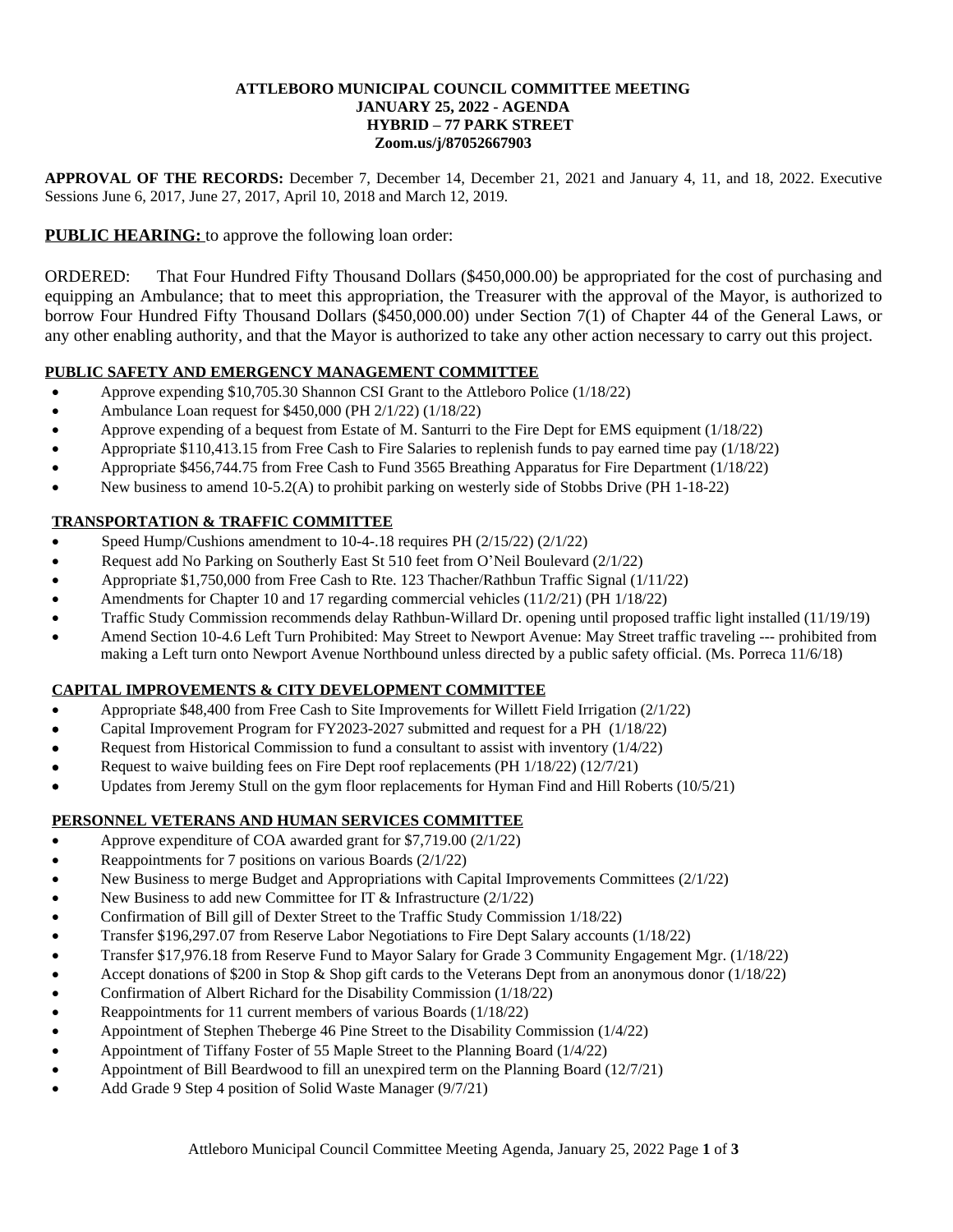**ATTLEBORO MUNICIPAL COUNCIL COMMITTEE MEETING**
**JANUARY 25, 2022 - AGENDA**
**HYBRID – 77 PARK STREET**
**Zoom.us/j/87052667903**

**APPROVAL OF THE RECORDS:** December 7, December 14, December 21, 2021 and January 4, 11, and 18, 2022. Executive Sessions June 6, 2017, June 27, 2017, April 10, 2018 and March 12, 2019.

**PUBLIC HEARING:** to approve the following loan order:

ORDERED: That Four Hundred Fifty Thousand Dollars ($450,000.00) be appropriated for the cost of purchasing and equipping an Ambulance; that to meet this appropriation, the Treasurer with the approval of the Mayor, is authorized to borrow Four Hundred Fifty Thousand Dollars ($450,000.00) under Section 7(1) of Chapter 44 of the General Laws, or any other enabling authority, and that the Mayor is authorized to take any other action necessary to carry out this project.

**PUBLIC SAFETY AND EMERGENCY MANAGEMENT COMMITTEE**

- Approve expending $10,705.30 Shannon CSI Grant to the Attleboro Police (1/18/22)
- Ambulance Loan request for $450,000 (PH 2/1/22) (1/18/22)
- Approve expending of a bequest from Estate of M. Santurri to the Fire Dept for EMS equipment (1/18/22)
- Appropriate $110,413.15 from Free Cash to Fire Salaries to replenish funds to pay earned time pay (1/18/22)
- Appropriate $456,744.75 from Free Cash to Fund 3565 Breathing Apparatus for Fire Department (1/18/22)
- New business to amend 10-5.2(A) to prohibit parking on westerly side of Stobbs Drive (PH 1-18-22)

**TRANSPORTATION & TRAFFIC COMMITTEE**

- Speed Hump/Cushions amendment to 10-4-.18 requires PH (2/15/22) (2/1/22)
- Request add No Parking on Southerly East St 510 feet from O'Neil Boulevard (2/1/22)
- Appropriate $1,750,000 from Free Cash to Rte. 123 Thacher/Rathbun Traffic Signal (1/11/22)
- Amendments for Chapter 10 and 17 regarding commercial vehicles (11/2/21) (PH 1/18/22)
- Traffic Study Commission recommends delay Rathbun-Willard Dr. opening until proposed traffic light installed (11/19/19)
- Amend Section 10-4.6 Left Turn Prohibited: May Street to Newport Avenue: May Street traffic traveling --- prohibited from making a Left turn onto Newport Avenue Northbound unless directed by a public safety official. (Ms. Porreca 11/6/18)

**CAPITAL IMPROVEMENTS & CITY DEVELOPMENT COMMITTEE**

- Appropriate $48,400 from Free Cash to Site Improvements for Willett Field Irrigation (2/1/22)
- Capital Improvement Program for FY2023-2027 submitted and request for a PH (1/18/22)
- Request from Historical Commission to fund a consultant to assist with inventory (1/4/22)
- Request to waive building fees on Fire Dept roof replacements (PH 1/18/22) (12/7/21)
- Updates from Jeremy Stull on the gym floor replacements for Hyman Find and Hill Roberts (10/5/21)

**PERSONNEL VETERANS AND HUMAN SERVICES COMMITTEE**

- Approve expenditure of COA awarded grant for $7,719.00 (2/1/22)
- Reappointments for 7 positions on various Boards (2/1/22)
- New Business to merge Budget and Appropriations with Capital Improvements Committees (2/1/22)
- New Business to add new Committee for IT & Infrastructure (2/1/22)
- Confirmation of Bill gill of Dexter Street to the Traffic Study Commission 1/18/22)
- Transfer $196,297.07 from Reserve Labor Negotiations to Fire Dept Salary accounts (1/18/22)
- Transfer $17,976.18 from Reserve Fund to Mayor Salary for Grade 3 Community Engagement Mgr. (1/18/22)
- Accept donations of $200 in Stop & Shop gift cards to the Veterans Dept from an anonymous donor (1/18/22)
- Confirmation of Albert Richard for the Disability Commission (1/18/22)
- Reappointments for 11 current members of various Boards (1/18/22)
- Appointment of Stephen Theberge 46 Pine Street to the Disability Commission (1/4/22)
- Appointment of Tiffany Foster of 55 Maple Street to the Planning Board (1/4/22)
- Appointment of Bill Beardwood to fill an unexpired term on the Planning Board (12/7/21)
- Add Grade 9 Step 4 position of Solid Waste Manager (9/7/21)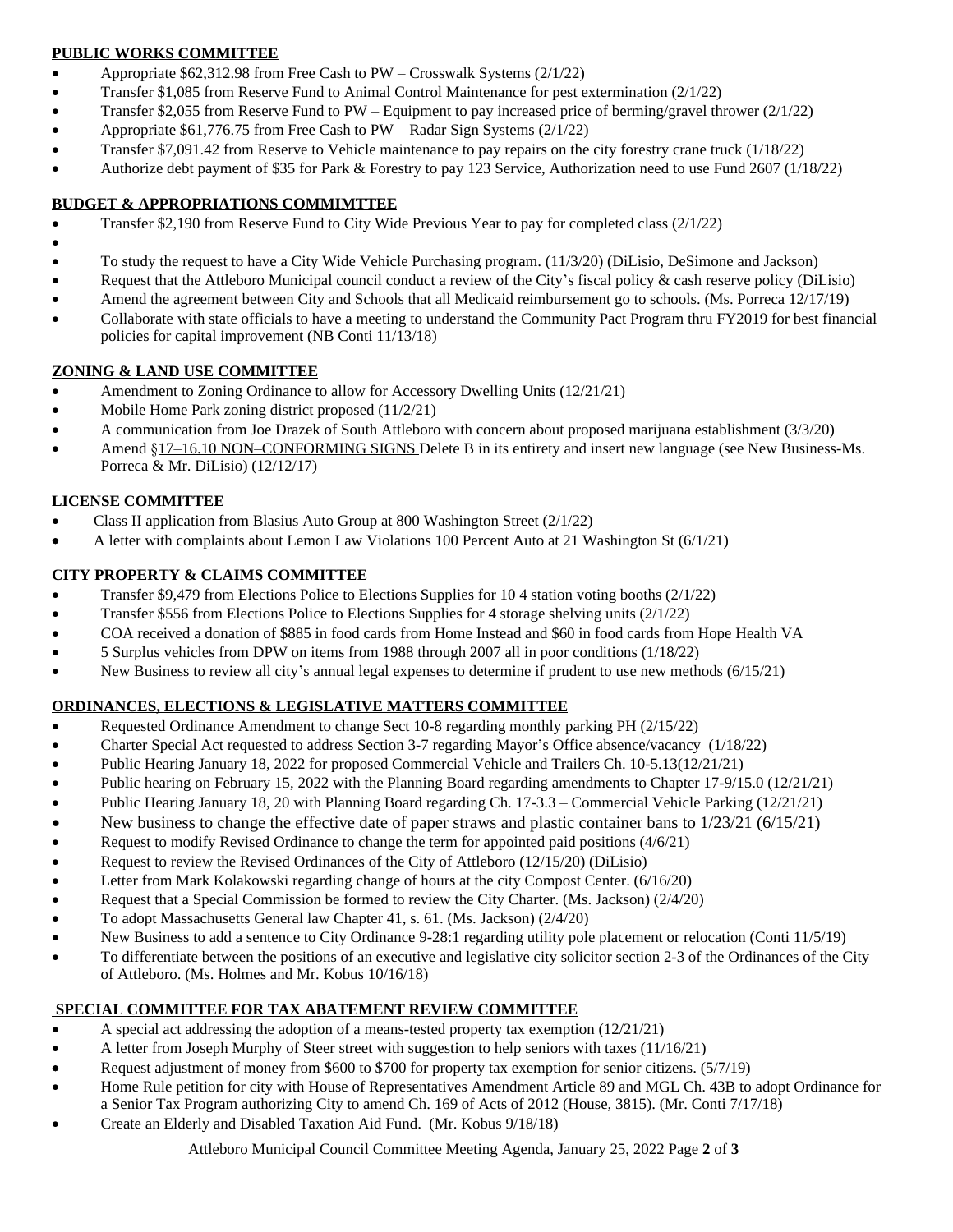**PUBLIC WORKS COMMITTEE**

- Appropriate $62,312.98 from Free Cash to PW – Crosswalk Systems (2/1/22)
- Transfer $1,085 from Reserve Fund to Animal Control Maintenance for pest extermination (2/1/22)
- Transfer $2,055 from Reserve Fund to PW – Equipment to pay increased price of berming/gravel thrower (2/1/22)
- Appropriate $61,776.75 from Free Cash to PW – Radar Sign Systems (2/1/22)
- Transfer $7,091.42 from Reserve to Vehicle maintenance to pay repairs on the city forestry crane truck (1/18/22)
- Authorize debt payment of $35 for Park & Forestry to pay 123 Service, Authorization need to use Fund 2607 (1/18/22)

**BUDGET & APPROPRIATIONS COMMIMTTEE**

- Transfer $2,190 from Reserve Fund to City Wide Previous Year to pay for completed class (2/1/22)
- 
- To study the request to have a City Wide Vehicle Purchasing program. (11/3/20) (DiLisio, DeSimone and Jackson)
- Request that the Attleboro Municipal council conduct a review of the City's fiscal policy & cash reserve policy (DiLisio)
- Amend the agreement between City and Schools that all Medicaid reimbursement go to schools. (Ms. Porreca 12/17/19)
- Collaborate with state officials to have a meeting to understand the Community Pact Program thru FY2019 for best financial policies for capital improvement (NB Conti 11/13/18)

**ZONING & LAND USE COMMITTEE**

- Amendment to Zoning Ordinance to allow for Accessory Dwelling Units (12/21/21)
- Mobile Home Park zoning district proposed (11/2/21)
- A communication from Joe Drazek of South Attleboro with concern about proposed marijuana establishment (3/3/20)
- Amend §17–16.10 NON–CONFORMING SIGNS Delete B in its entirety and insert new language (see New Business-Ms. Porreca & Mr. DiLisio) (12/12/17)

**LICENSE COMMITTEE**

- Class II application from Blasius Auto Group at 800 Washington Street (2/1/22)
- A letter with complaints about Lemon Law Violations 100 Percent Auto at 21 Washington St (6/1/21)

**CITY PROPERTY & CLAIMS COMMITTEE**

- Transfer $9,479 from Elections Police to Elections Supplies for 10 4 station voting booths (2/1/22)
- Transfer $556 from Elections Police to Elections Supplies for 4 storage shelving units (2/1/22)
- COA received a donation of $885 in food cards from Home Instead and $60 in food cards from Hope Health VA
- 5 Surplus vehicles from DPW on items from 1988 through 2007 all in poor conditions (1/18/22)
- New Business to review all city's annual legal expenses to determine if prudent to use new methods (6/15/21)

**ORDINANCES, ELECTIONS & LEGISLATIVE MATTERS COMMITTEE**

- Requested Ordinance Amendment to change Sect 10-8 regarding monthly parking PH (2/15/22)
- Charter Special Act requested to address Section 3-7 regarding Mayor's Office absence/vacancy (1/18/22)
- Public Hearing January 18, 2022 for proposed Commercial Vehicle and Trailers Ch. 10-5.13(12/21/21)
- Public hearing on February 15, 2022 with the Planning Board regarding amendments to Chapter 17-9/15.0 (12/21/21)
- Public Hearing January 18, 20 with Planning Board regarding Ch. 17-3.3 – Commercial Vehicle Parking (12/21/21)
- New business to change the effective date of paper straws and plastic container bans to 1/23/21 (6/15/21)
- Request to modify Revised Ordinance to change the term for appointed paid positions (4/6/21)
- Request to review the Revised Ordinances of the City of Attleboro (12/15/20) (DiLisio)
- Letter from Mark Kolakowski regarding change of hours at the city Compost Center. (6/16/20)
- Request that a Special Commission be formed to review the City Charter. (Ms. Jackson) (2/4/20)
- To adopt Massachusetts General law Chapter 41, s. 61. (Ms. Jackson) (2/4/20)
- New Business to add a sentence to City Ordinance 9-28:1 regarding utility pole placement or relocation (Conti 11/5/19)
- To differentiate between the positions of an executive and legislative city solicitor section 2-3 of the Ordinances of the City of Attleboro. (Ms. Holmes and Mr. Kobus 10/16/18)

**SPECIAL COMMITTEE FOR TAX ABATEMENT REVIEW COMMITTEE**

- A special act addressing the adoption of a means-tested property tax exemption (12/21/21)
- A letter from Joseph Murphy of Steer street with suggestion to help seniors with taxes (11/16/21)
- Request adjustment of money from $600 to $700 for property tax exemption for senior citizens. (5/7/19)
- Home Rule petition for city with House of Representatives Amendment Article 89 and MGL Ch. 43B to adopt Ordinance for a Senior Tax Program authorizing City to amend Ch. 169 of Acts of 2012 (House, 3815). (Mr. Conti 7/17/18)
- Create an Elderly and Disabled Taxation Aid Fund. (Mr. Kobus 9/18/18)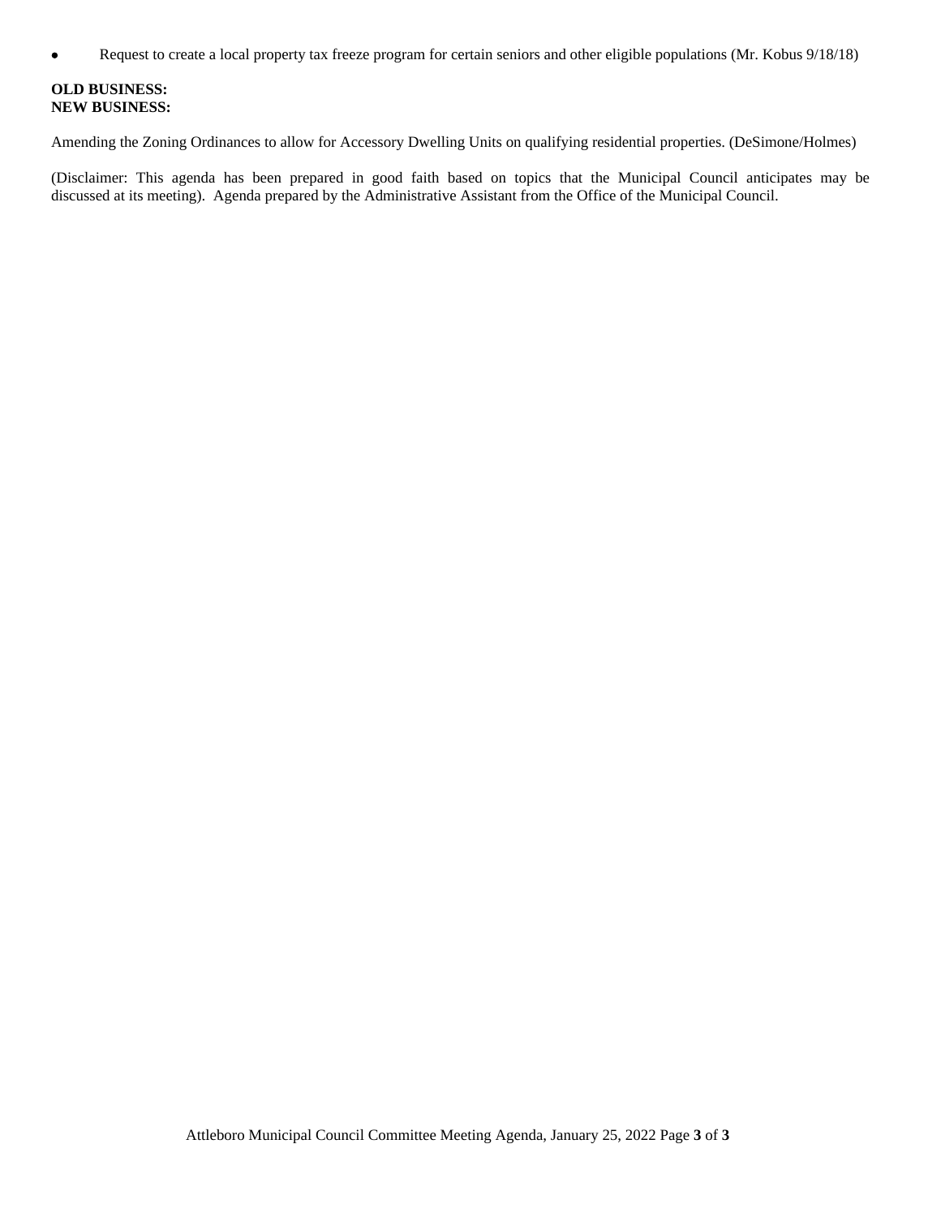- Request to create a local property tax freeze program for certain seniors and other eligible populations (Mr. Kobus 9/18/18)

**OLD BUSINESS:**
**NEW BUSINESS:**

Amending the Zoning Ordinances to allow for Accessory Dwelling Units on qualifying residential properties. (DeSimone/Holmes)

(Disclaimer: This agenda has been prepared in good faith based on topics that the Municipal Council anticipates may be discussed at its meeting). Agenda prepared by the Administrative Assistant from the Office of the Municipal Council.